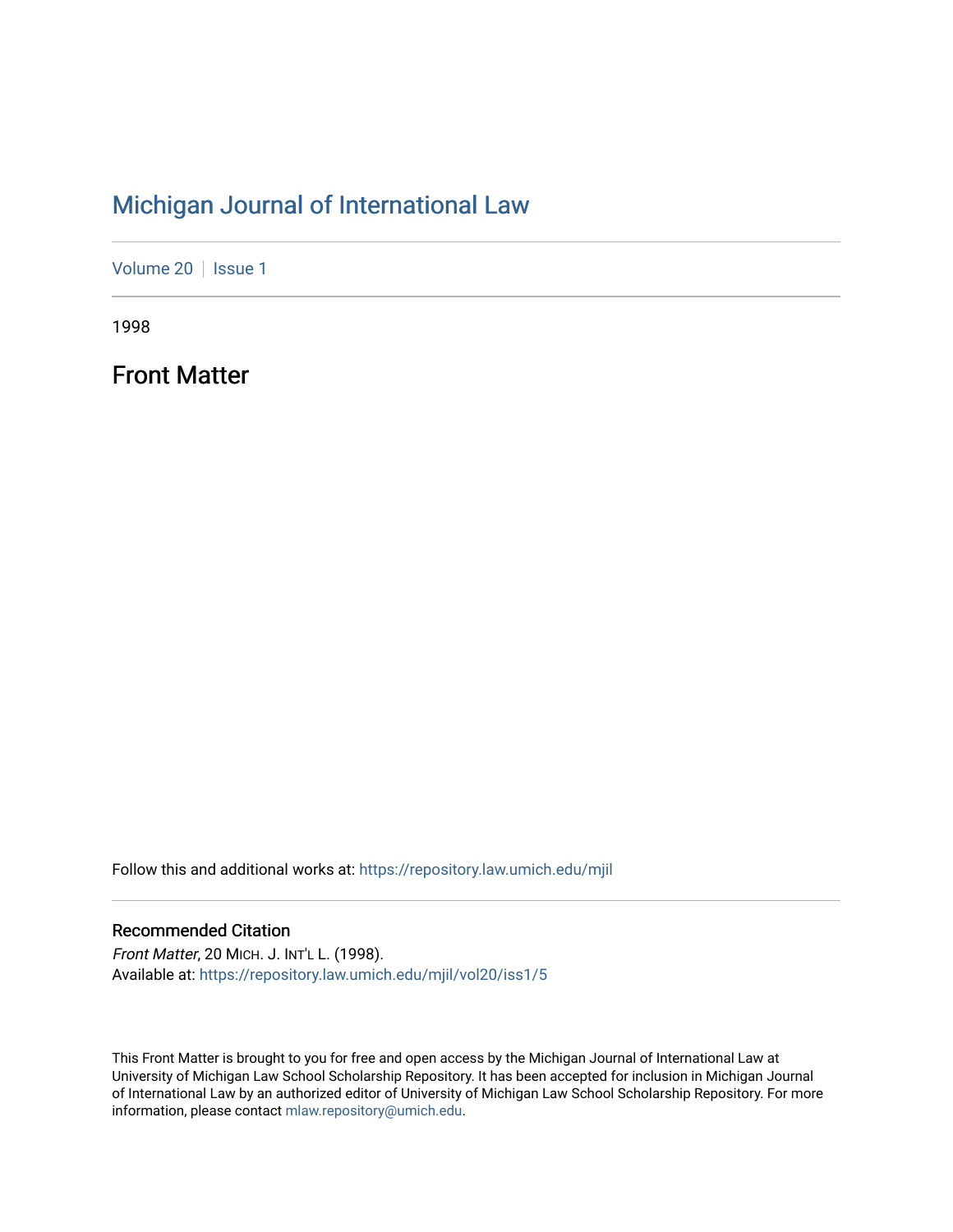# Michigan Journal of International Law

Volume 20 | Issue 1

1998

## Front Matter

Follow this and additional works at: https://repository.law.umich.edu/mjil

### Recommended Citation

*Front Matter*, 20 MICH. J. INT'L L. (1998).
Available at: https://repository.law.umich.edu/mjil/vol20/iss1/5

This Front Matter is brought to you for free and open access by the Michigan Journal of International Law at University of Michigan Law School Scholarship Repository. It has been accepted for inclusion in Michigan Journal of International Law by an authorized editor of University of Michigan Law School Scholarship Repository. For more information, please contact mlaw.repository@umich.edu.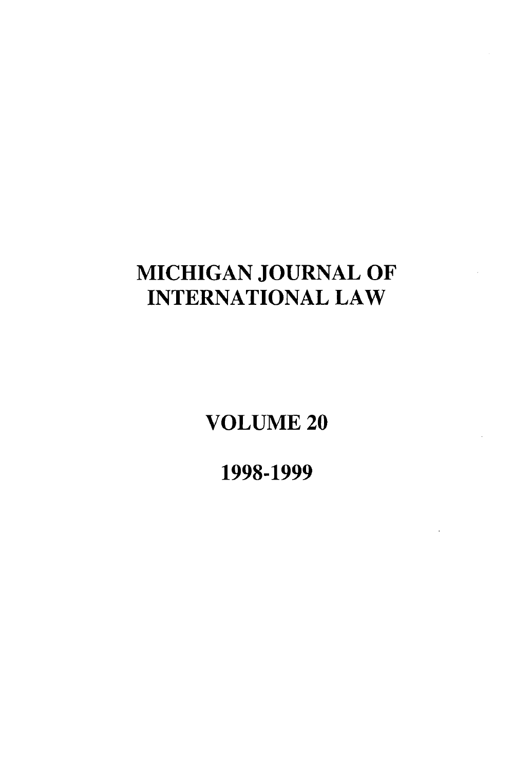# MICHIGAN JOURNAL OF INTERNATIONAL LAW

## VOLUME 20

## 1998-1999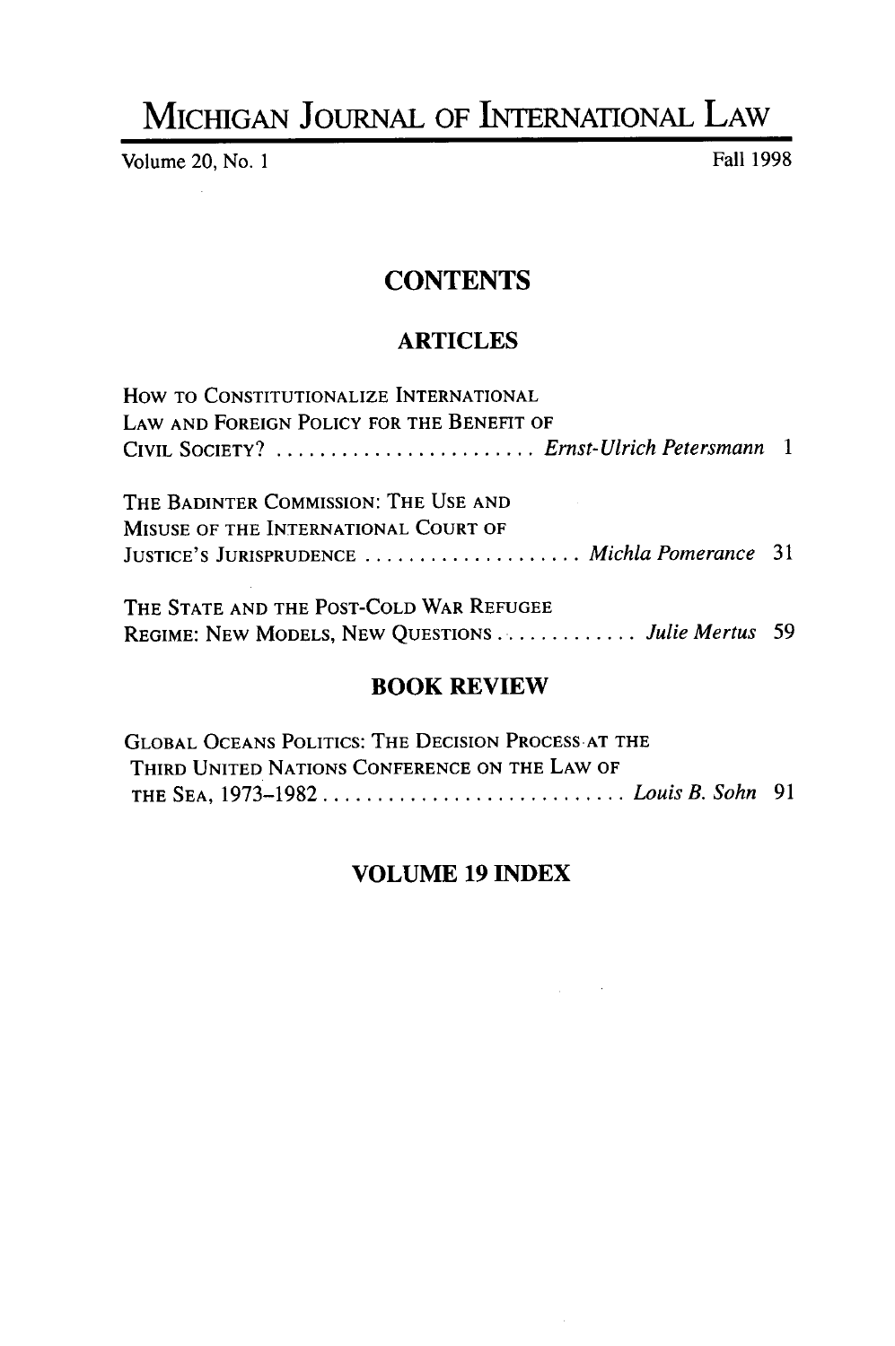# MICHIGAN JOURNAL OF INTERNATIONAL LAW

Volume 20, No. 1 Fall 1998

## CONTENTS

### ARTICLES

How to Constitutionalize International Law and Foreign Policy for the Benefit of Civil Society? ......................... *Ernst-Ulrich Petersmann* 1

The Badinter Commission: The Use and Misuse of the International Court of Justice's Jurisprudence ..................... *Michla Pomerance* 31

The State and the Post-Cold War Refugee Regime: New Models, New Questions ............. *Julie Mertus* 59

### BOOK REVIEW

Global Oceans Politics: The Decision Process at the Third United Nations Conference on the Law of the Sea, 1973–1982 ............................. *Louis B. Sohn* 91

### VOLUME 19 INDEX